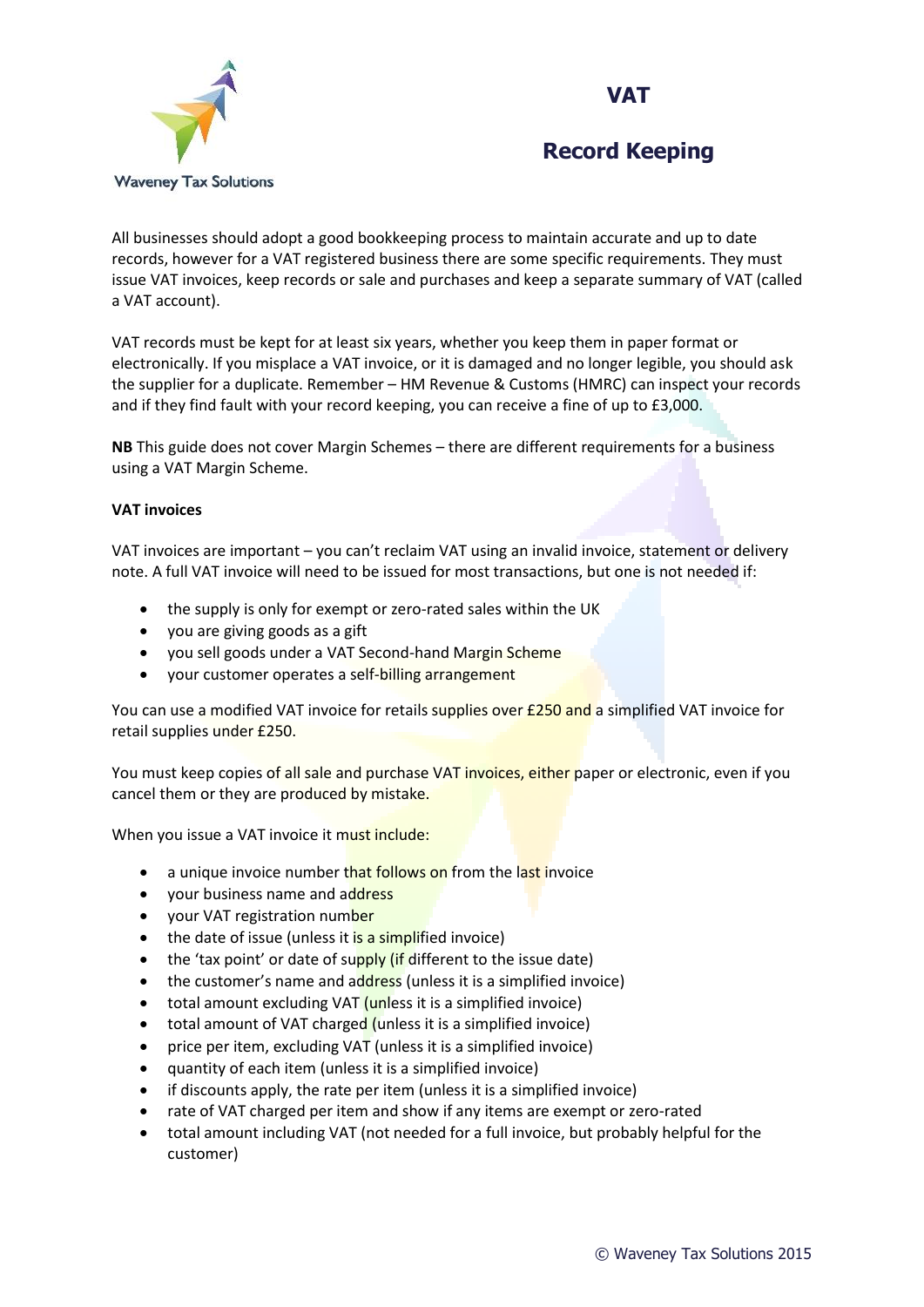Waveney Tax Solutions

# VAT

# Record Keeping

All businesses should adopt a good bookkeeping process to maintain accurate and up to date records, however for a VAT registered business there are some specific requirements. They must issue VAT invoices, keep records or sale and purchases and keep a separate summary of VAT (called a VAT account).

VAT records must be kept for at least six years, whether you keep them in paper format or electronically. If you misplace a VAT invoice, or it is damaged and no longer legible, you should ask the supplier for a duplicate. Remember – HM Revenue & Customs (HMRC) can inspect your records and if they find fault with your record keeping, you can receive a fine of up to £3,000.

**NB** This guide does not cover Margin Schemes – there are different requirements for a business using a VAT Margin Scheme.

**VAT invoices**

VAT invoices are important – you can't reclaim VAT using an invalid invoice, statement or delivery note. A full VAT invoice will need to be issued for most transactions, but one is not needed if:

- the supply is only for exempt or zero-rated sales within the UK
- you are giving goods as a gift
- you sell goods under a VAT Second-hand Margin Scheme
- your customer operates a self-billing arrangement

You can use a modified VAT invoice for retails supplies over £250 and a simplified VAT invoice for retail supplies under £250.

You must keep copies of all sale and purchase VAT invoices, either paper or electronic, even if you cancel them or they are produced by mistake.

When you issue a VAT invoice it must include:

- a unique invoice number that follows on from the last invoice
- your business name and address
- your VAT registration number
- the date of issue (unless it is a simplified invoice)
- the 'tax point' or date of supply (if different to the issue date)
- the customer's name and address (unless it is a simplified invoice)
- total amount excluding VAT (unless it is a simplified invoice)
- total amount of VAT charged (unless it is a simplified invoice)
- price per item, excluding VAT (unless it is a simplified invoice)
- quantity of each item (unless it is a simplified invoice)
- if discounts apply, the rate per item (unless it is a simplified invoice)
- rate of VAT charged per item and show if any items are exempt or zero-rated
- total amount including VAT (not needed for a full invoice, but probably helpful for the customer)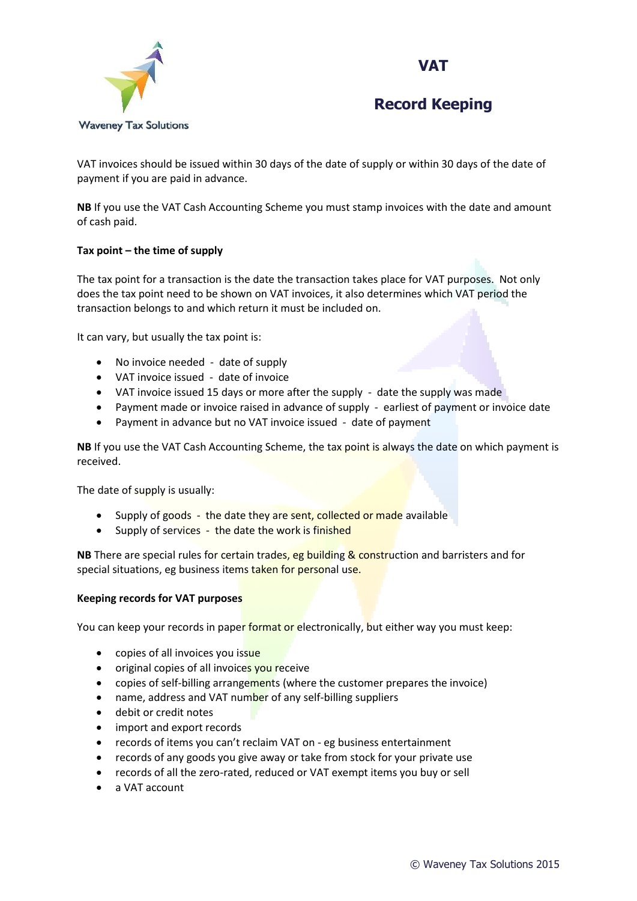# VAT

## Record Keeping

VAT invoices should be issued within 30 days of the date of supply or within 30 days of the date of payment if you are paid in advance.

**NB** If you use the VAT Cash Accounting Scheme you must stamp invoices with the date and amount of cash paid.

**Tax point – the time of supply**

The tax point for a transaction is the date the transaction takes place for VAT purposes. Not only does the tax point need to be shown on VAT invoices, it also determines which VAT period the transaction belongs to and which return it must be included on.

It can vary, but usually the tax point is:

- No invoice needed - date of supply
- VAT invoice issued - date of invoice
- VAT invoice issued 15 days or more after the supply - date the supply was made
- Payment made or invoice raised in advance of supply - earliest of payment or invoice date
- Payment in advance but no VAT invoice issued - date of payment

**NB** If you use the VAT Cash Accounting Scheme, the tax point is always the date on which payment is received.

The date of supply is usually:

- Supply of goods - the date they are sent, collected or made available
- Supply of services - the date the work is finished

**NB** There are special rules for certain trades, eg building & construction and barristers and for special situations, eg business items taken for personal use.

**Keeping records for VAT purposes**

You can keep your records in paper format or electronically, but either way you must keep:

- copies of all invoices you issue
- original copies of all invoices you receive
- copies of self-billing arrangements (where the customer prepares the invoice)
- name, address and VAT number of any self-billing suppliers
- debit or credit notes
- import and export records
- records of items you can't reclaim VAT on - eg business entertainment
- records of any goods you give away or take from stock for your private use
- records of all the zero-rated, reduced or VAT exempt items you buy or sell
- a VAT account

© Waveney Tax Solutions 2015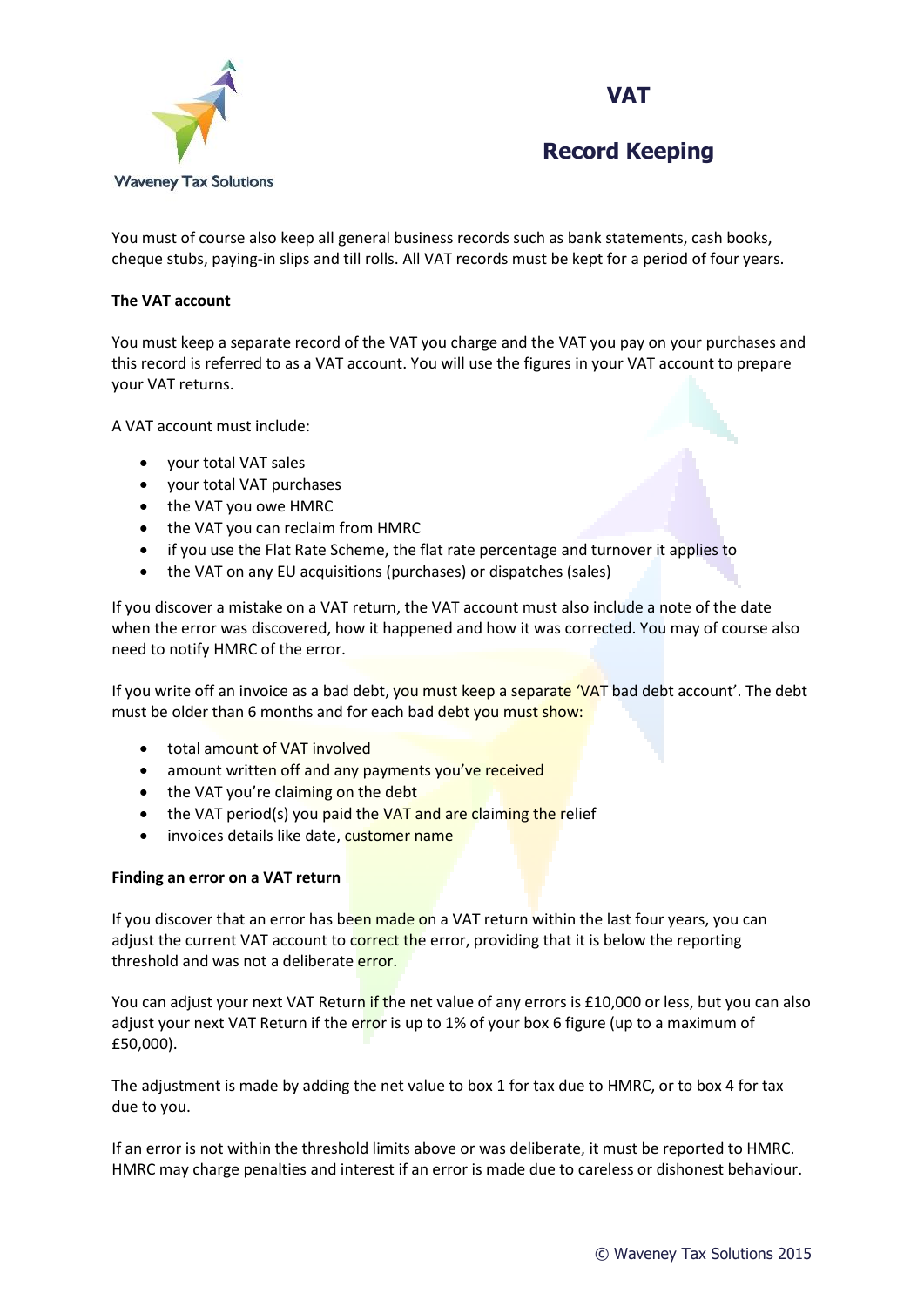# VAT

## Record Keeping

You must of course also keep all general business records such as bank statements, cash books, cheque stubs, paying-in slips and till rolls. All VAT records must be kept for a period of four years.

**The VAT account**

You must keep a separate record of the VAT you charge and the VAT you pay on your purchases and this record is referred to as a VAT account. You will use the figures in your VAT account to prepare your VAT returns.

A VAT account must include:

- your total VAT sales
- your total VAT purchases
- the VAT you owe HMRC
- the VAT you can reclaim from HMRC
- if you use the Flat Rate Scheme, the flat rate percentage and turnover it applies to
- the VAT on any EU acquisitions (purchases) or dispatches (sales)

If you discover a mistake on a VAT return, the VAT account must also include a note of the date when the error was discovered, how it happened and how it was corrected. You may of course also need to notify HMRC of the error.

If you write off an invoice as a bad debt, you must keep a separate 'VAT bad debt account'. The debt must be older than 6 months and for each bad debt you must show:

- total amount of VAT involved
- amount written off and any payments you've received
- the VAT you're claiming on the debt
- the VAT period(s) you paid the VAT and are claiming the relief
- invoices details like date, customer name

**Finding an error on a VAT return**

If you discover that an error has been made on a VAT return within the last four years, you can adjust the current VAT account to correct the error, providing that it is below the reporting threshold and was not a deliberate error.

You can adjust your next VAT Return if the net value of any errors is £10,000 or less, but you can also adjust your next VAT Return if the error is up to 1% of your box 6 figure (up to a maximum of £50,000).

The adjustment is made by adding the net value to box 1 for tax due to HMRC, or to box 4 for tax due to you.

If an error is not within the threshold limits above or was deliberate, it must be reported to HMRC. HMRC may charge penalties and interest if an error is made due to careless or dishonest behaviour.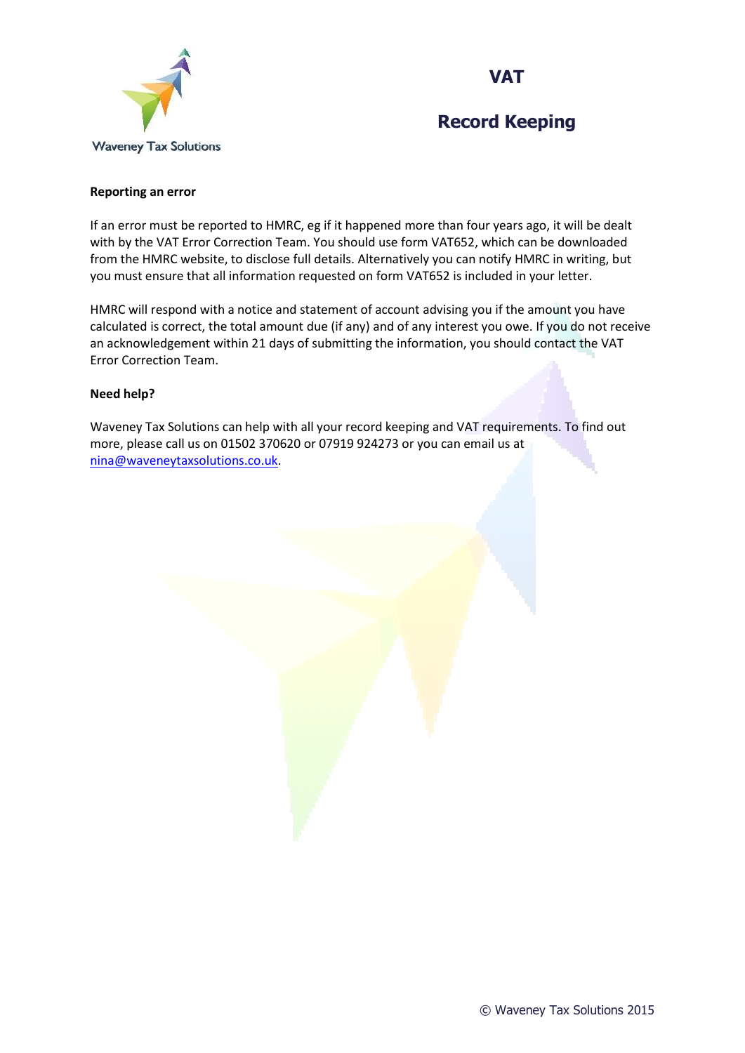## Reporting an error

If an error must be reported to HMRC, eg if it happened more than four years ago, it will be dealt with by the VAT Error Correction Team. You should use form VAT652, which can be downloaded from the HMRC website, to disclose full details. Alternatively you can notify HMRC in writing, but you must ensure that all information requested on form VAT652 is included in your letter.

HMRC will respond with a notice and statement of account advising you if the amount you have calculated is correct, the total amount due (if any) and of any interest you owe. If you do not receive an acknowledgement within 21 days of submitting the information, you should contact the VAT Error Correction Team.

## Need help?

Waveney Tax Solutions can help with all your record keeping and VAT requirements. To find out more, please call us on 01502 370620 or 07919 924273 or you can email us at nina@waveneytaxsolutions.co.uk.